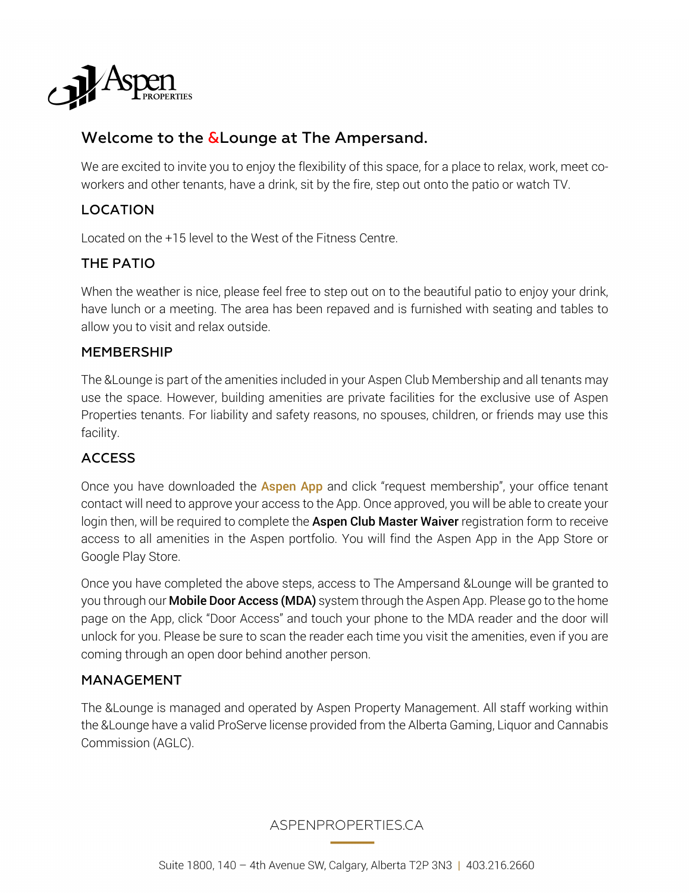# Welcome to the &Lounge at The Ampersand.

We are excited to invite you to enjoy the flexibility of this space, for a place to relax, work, meet co-workers and other tenants, have a drink, sit by the fire, step out onto the patio or watch TV.

## LOCATION

Located on the +15 level to the West of the Fitness Centre.

## THE PATIO

When the weather is nice, please feel free to step out on to the beautiful patio to enjoy your drink, have lunch or a meeting. The area has been repaved and is furnished with seating and tables to allow you to visit and relax outside.

## MEMBERSHIP

The &Lounge is part of the amenities included in your Aspen Club Membership and all tenants may use the space. However, building amenities are private facilities for the exclusive use of Aspen Properties tenants. For liability and safety reasons, no spouses, children, or friends may use this facility.

## ACCESS

Once you have downloaded the **Aspen App** and click "request membership", your office tenant contact will need to approve your access to the App. Once approved, you will be able to create your login then, will be required to complete the **Aspen Club Master Waiver** registration form to receive access to all amenities in the Aspen portfolio. You will find the Aspen App in the App Store or Google Play Store.

Once you have completed the above steps, access to The Ampersand &Lounge will be granted to you through our **Mobile Door Access (MDA)** system through the Aspen App. Please go to the home page on the App, click "Door Access" and touch your phone to the MDA reader and the door will unlock for you. Please be sure to scan the reader each time you visit the amenities, even if you are coming through an open door behind another person.

## MANAGEMENT

The &Lounge is managed and operated by Aspen Property Management. All staff working within the &Lounge have a valid ProServe license provided from the Alberta Gaming, Liquor and Cannabis Commission (AGLC).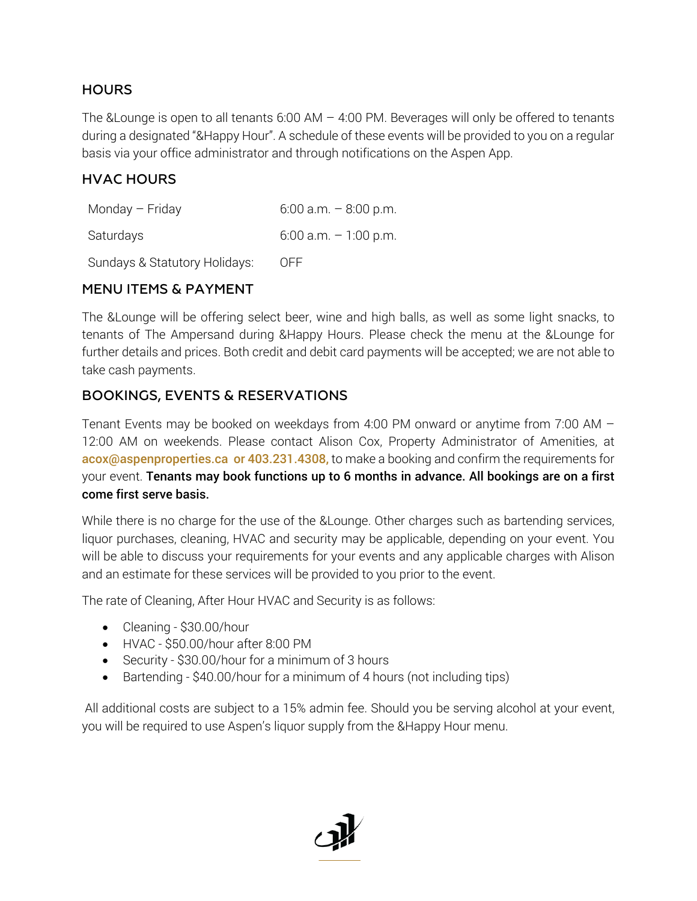## HOURS

The &Lounge is open to all tenants 6:00 AM – 4:00 PM. Beverages will only be offered to tenants during a designated "&Happy Hour". A schedule of these events will be provided to you on a regular basis via your office administrator and through notifications on the Aspen App.

## HVAC HOURS

| | |
|---|---|
| Monday – Friday | 6:00 a.m. – 8:00 p.m. |
| Saturdays | 6:00 a.m. – 1:00 p.m. |
| Sundays & Statutory Holidays: | OFF |

## MENU ITEMS & PAYMENT

The &Lounge will be offering select beer, wine and high balls, as well as some light snacks, to tenants of The Ampersand during &Happy Hours. Please check the menu at the &Lounge for further details and prices. Both credit and debit card payments will be accepted; we are not able to take cash payments.

## BOOKINGS, EVENTS & RESERVATIONS

Tenant Events may be booked on weekdays from 4:00 PM onward or anytime from 7:00 AM – 12:00 AM on weekends. Please contact Alison Cox, Property Administrator of Amenities, at **acox@aspenproperties.ca or 403.231.4308,** to make a booking and confirm the requirements for your event. **Tenants may book functions up to 6 months in advance. All bookings are on a first come first serve basis.**

While there is no charge for the use of the &Lounge. Other charges such as bartending services, liquor purchases, cleaning, HVAC and security may be applicable, depending on your event. You will be able to discuss your requirements for your events and any applicable charges with Alison and an estimate for these services will be provided to you prior to the event.

The rate of Cleaning, After Hour HVAC and Security is as follows:

- Cleaning - $30.00/hour
- HVAC - $50.00/hour after 8:00 PM
- Security - $30.00/hour for a minimum of 3 hours
- Bartending - $40.00/hour for a minimum of 4 hours (not including tips)

All additional costs are subject to a 15% admin fee. Should you be serving alcohol at your event, you will be required to use Aspen's liquor supply from the &Happy Hour menu.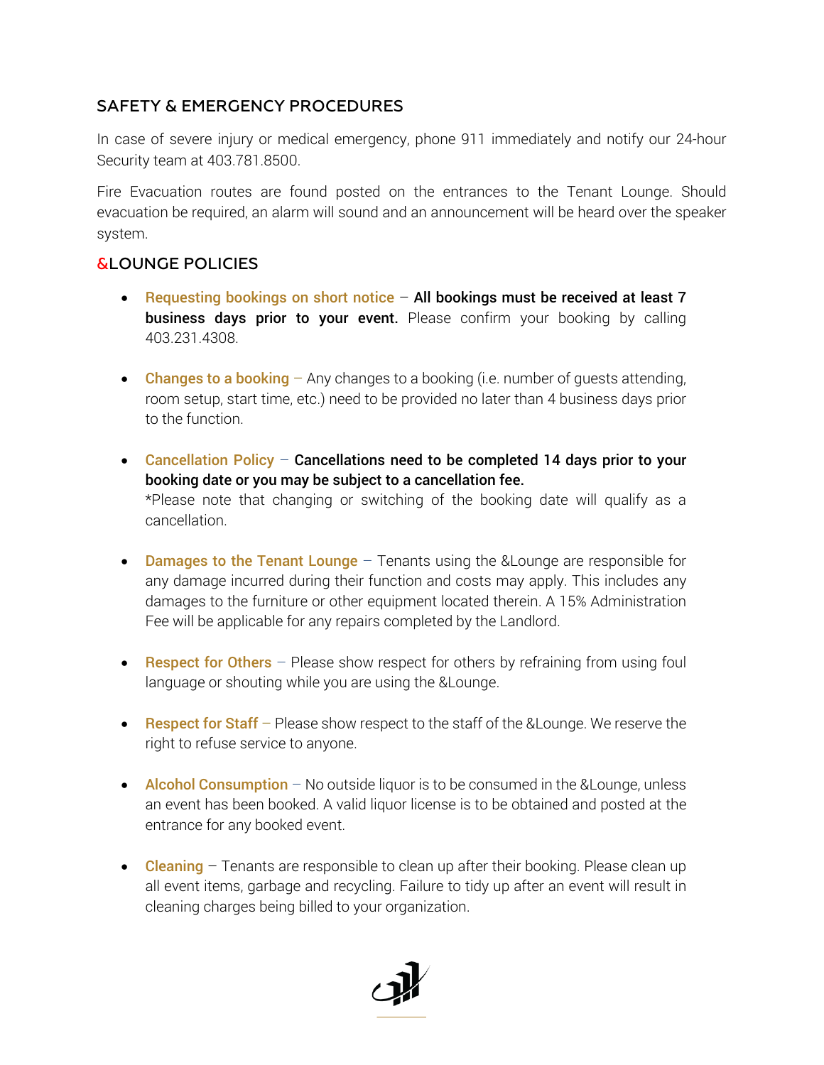## SAFETY & EMERGENCY PROCEDURES

In case of severe injury or medical emergency, phone 911 immediately and notify our 24-hour Security team at 403.781.8500.

Fire Evacuation routes are found posted on the entrances to the Tenant Lounge. Should evacuation be required, an alarm will sound and an announcement will be heard over the speaker system.

## &LOUNGE POLICIES

- **Requesting bookings on short notice** – **All bookings must be received at least 7 business days prior to your event.** Please confirm your booking by calling 403.231.4308.

- **Changes to a booking** – Any changes to a booking (i.e. number of guests attending, room setup, start time, etc.) need to be provided no later than 4 business days prior to the function.

- **Cancellation Policy** – **Cancellations need to be completed 14 days prior to your booking date or you may be subject to a cancellation fee.**
  *Please note that changing or switching of the booking date will qualify as a cancellation.

- **Damages to the Tenant Lounge** – Tenants using the &Lounge are responsible for any damage incurred during their function and costs may apply. This includes any damages to the furniture or other equipment located therein. A 15% Administration Fee will be applicable for any repairs completed by the Landlord.

- **Respect for Others** – Please show respect for others by refraining from using foul language or shouting while you are using the &Lounge.

- **Respect for Staff** – Please show respect to the staff of the &Lounge. We reserve the right to refuse service to anyone.

- **Alcohol Consumption** – No outside liquor is to be consumed in the &Lounge, unless an event has been booked. A valid liquor license is to be obtained and posted at the entrance for any booked event.

- **Cleaning** – Tenants are responsible to clean up after their booking. Please clean up all event items, garbage and recycling. Failure to tidy up after an event will result in cleaning charges being billed to your organization.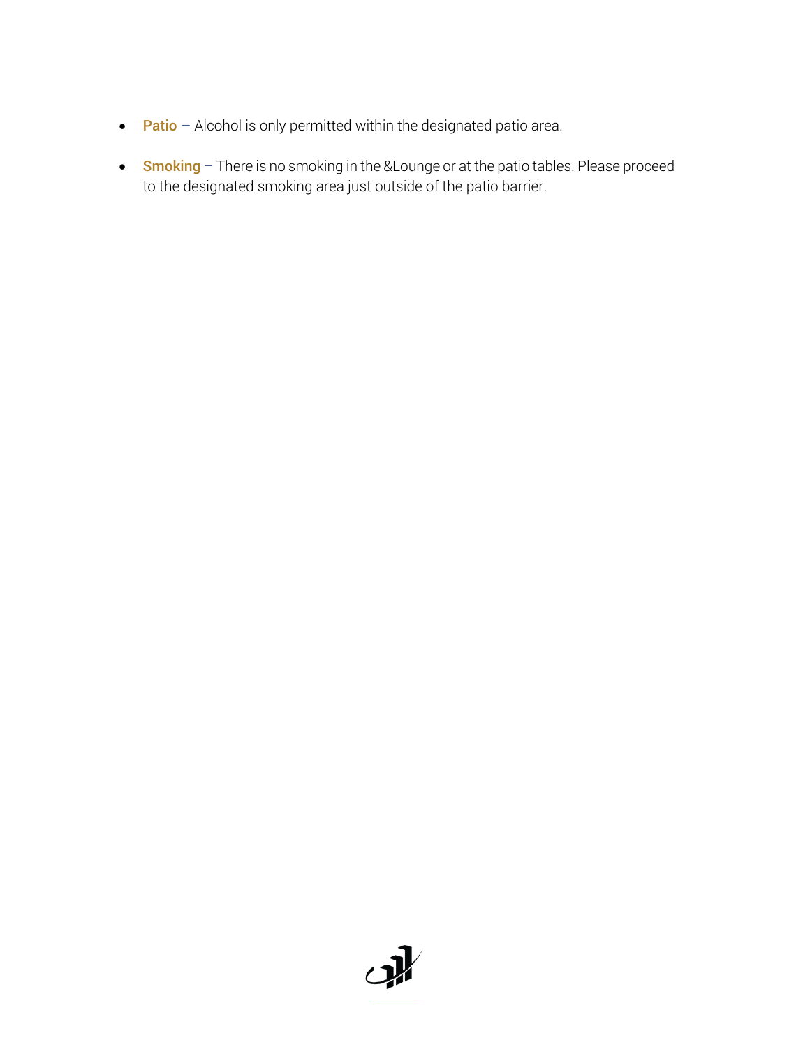- **Patio** – Alcohol is only permitted within the designated patio area.

- **Smoking** – There is no smoking in the &Lounge or at the patio tables. Please proceed to the designated smoking area just outside of the patio barrier.